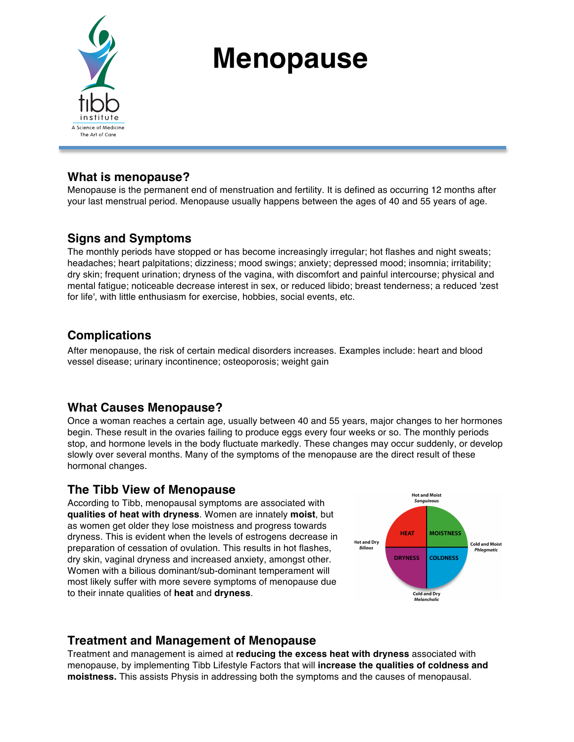# Menopause

## What is menopause?

Menopause is the permanent end of menstruation and fertility. It is defined as occurring 12 months after your last menstrual period. Menopause usually happens between the ages of 40 and 55 years of age.

## Signs and Symptoms

The monthly periods have stopped or has become increasingly irregular; hot flashes and night sweats; headaches; heart palpitations; dizziness; mood swings; anxiety; depressed mood; insomnia; irritability; dry skin; frequent urination; dryness of the vagina, with discomfort and painful intercourse; physical and mental fatigue; noticeable decrease interest in sex, or reduced libido; breast tenderness; a reduced 'zest for life', with little enthusiasm for exercise, hobbies, social events, etc.

## Complications

After menopause, the risk of certain medical disorders increases. Examples include: heart and blood vessel disease; urinary incontinence; osteoporosis; weight gain

## What Causes Menopause?

Once a woman reaches a certain age, usually between 40 and 55 years, major changes to her hormones begin. These result in the ovaries failing to produce eggs every four weeks or so. The monthly periods stop, and hormone levels in the body fluctuate markedly. These changes may occur suddenly, or develop slowly over several months. Many of the symptoms of the menopause are the direct result of these hormonal changes.

## The Tibb View of Menopause

According to Tibb, menopausal symptoms are associated with **qualities of heat with dryness**. Women are innately **moist**, but as women get older they lose moistness and progress towards dryness. This is evident when the levels of estrogens decrease in preparation of cessation of ovulation. This results in hot flashes, dry skin, vaginal dryness and increased anxiety, amongst other. Women with a bilious dominant/sub-dominant temperament will most likely suffer with more severe symptoms of menopause due to their innate qualities of **heat** and **dryness**.

## Treatment and Management of Menopause

Treatment and management is aimed at **reducing the excess heat with dryness** associated with menopause, by implementing Tibb Lifestyle Factors that will **increase the qualities of coldness and moistness.** This assists Physis in addressing both the symptoms and the causes of menopausal.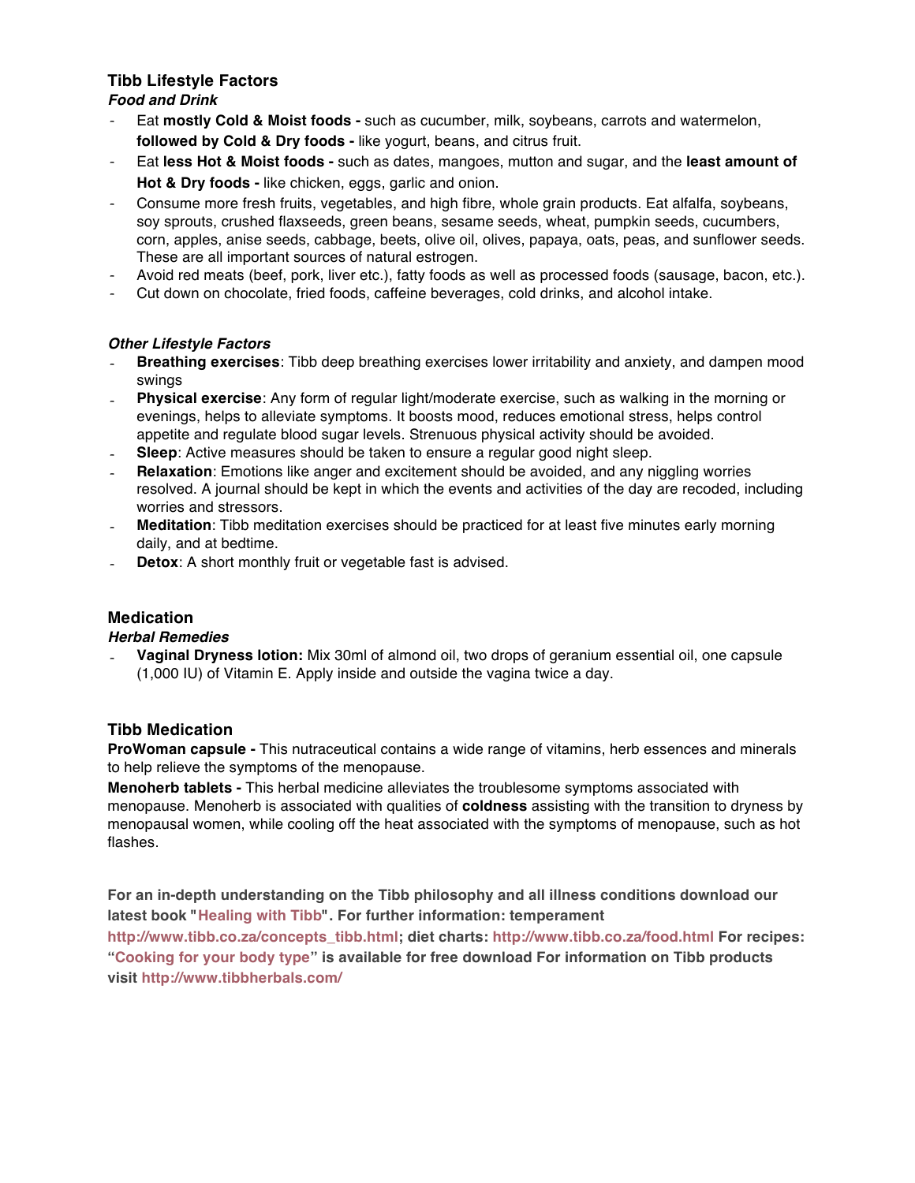## Tibb Lifestyle Factors

***Food and Drink***

- Eat **mostly Cold & Moist foods -** such as cucumber, milk, soybeans, carrots and watermelon, **followed by Cold & Dry foods -** like yogurt, beans, and citrus fruit.
- Eat **less Hot & Moist foods -** such as dates, mangoes, mutton and sugar, and the **least amount of Hot & Dry foods -** like chicken, eggs, garlic and onion.
- Consume more fresh fruits, vegetables, and high fibre, whole grain products. Eat alfalfa, soybeans, soy sprouts, crushed flaxseeds, green beans, sesame seeds, wheat, pumpkin seeds, cucumbers, corn, apples, anise seeds, cabbage, beets, olive oil, olives, papaya, oats, peas, and sunflower seeds. These are all important sources of natural estrogen.
- Avoid red meats (beef, pork, liver etc.), fatty foods as well as processed foods (sausage, bacon, etc.).
- Cut down on chocolate, fried foods, caffeine beverages, cold drinks, and alcohol intake.

***Other Lifestyle Factors***

- **Breathing exercises**: Tibb deep breathing exercises lower irritability and anxiety, and dampen mood swings
- **Physical exercise**: Any form of regular light/moderate exercise, such as walking in the morning or evenings, helps to alleviate symptoms. It boosts mood, reduces emotional stress, helps control appetite and regulate blood sugar levels. Strenuous physical activity should be avoided.
- **Sleep**: Active measures should be taken to ensure a regular good night sleep.
- **Relaxation**: Emotions like anger and excitement should be avoided, and any niggling worries resolved. A journal should be kept in which the events and activities of the day are recoded, including worries and stressors.
- **Meditation**: Tibb meditation exercises should be practiced for at least five minutes early morning daily, and at bedtime.
- **Detox**: A short monthly fruit or vegetable fast is advised.

## Medication

***Herbal Remedies***

- **Vaginal Dryness lotion:** Mix 30ml of almond oil, two drops of geranium essential oil, one capsule (1,000 IU) of Vitamin E. Apply inside and outside the vagina twice a day.

## Tibb Medication

**ProWoman capsule -** This nutraceutical contains a wide range of vitamins, herb essences and minerals to help relieve the symptoms of the menopause.

**Menoherb tablets -** This herbal medicine alleviates the troublesome symptoms associated with menopause. Menoherb is associated with qualities of **coldness** assisting with the transition to dryness by menopausal women, while cooling off the heat associated with the symptoms of menopause, such as hot flashes.

**For an in-depth understanding on the Tibb philosophy and all illness conditions download our latest book "Healing with Tibb". For further information: temperament http://www.tibb.co.za/concepts_tibb.html; diet charts: http://www.tibb.co.za/food.html For recipes: "Cooking for your body type" is available for free download For information on Tibb products visit http://www.tibbherbals.com/**